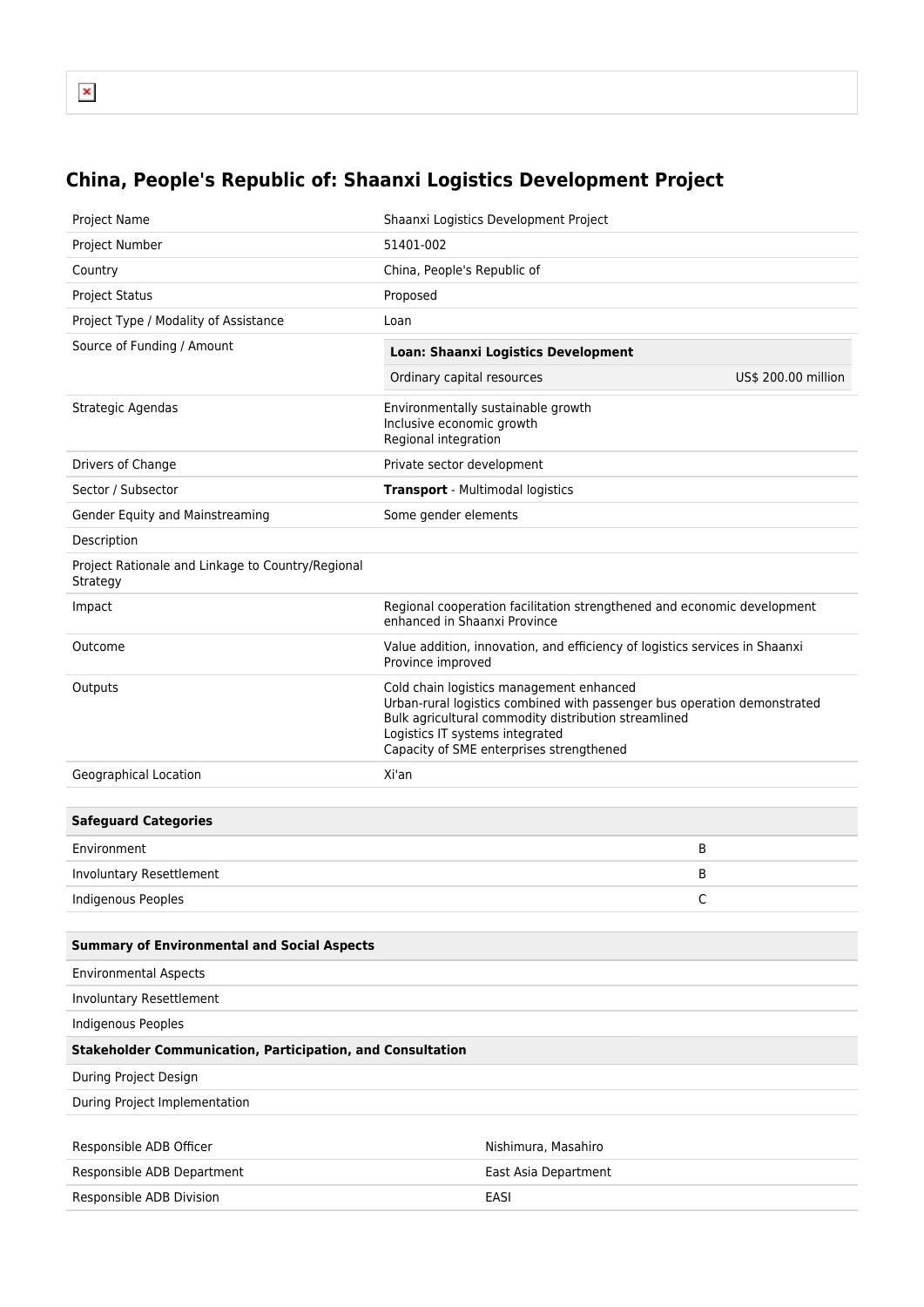# China, People's Republic of: Shaanxi Logistics Development Project

| | |
|---|---|
| Project Name | Shaanxi Logistics Development Project |
| Project Number | 51401-002 |
| Country | China, People's Republic of |
| Project Status | Proposed |
| Project Type / Modality of Assistance | Loan |
| Source of Funding / Amount | **Loan: Shaanxi Logistics Development**<br>Ordinary capital resources — US$ 200.00 million |
| Strategic Agendas | Environmentally sustainable growth<br>Inclusive economic growth<br>Regional integration |
| Drivers of Change | Private sector development |
| Sector / Subsector | **Transport** - Multimodal logistics |
| Gender Equity and Mainstreaming | Some gender elements |
| Description | |
| Project Rationale and Linkage to Country/Regional Strategy | |
| Impact | Regional cooperation facilitation strengthened and economic development enhanced in Shaanxi Province |
| Outcome | Value addition, innovation, and efficiency of logistics services in Shaanxi Province improved |
| Outputs | Cold chain logistics management enhanced<br>Urban-rural logistics combined with passenger bus operation demonstrated<br>Bulk agricultural commodity distribution streamlined<br>Logistics IT systems integrated<br>Capacity of SME enterprises strengthened |
| Geographical Location | Xi'an |

| Safeguard Categories | |
|---|---|
| Environment | B |
| Involuntary Resettlement | B |
| Indigenous Peoples | C |

| Summary of Environmental and Social Aspects |
|---|
| Environmental Aspects |
| Involuntary Resettlement |
| Indigenous Peoples |
| **Stakeholder Communication, Participation, and Consultation** |
| During Project Design |
| During Project Implementation |

| | |
|---|---|
| Responsible ADB Officer | Nishimura, Masahiro |
| Responsible ADB Department | East Asia Department |
| Responsible ADB Division | EASI |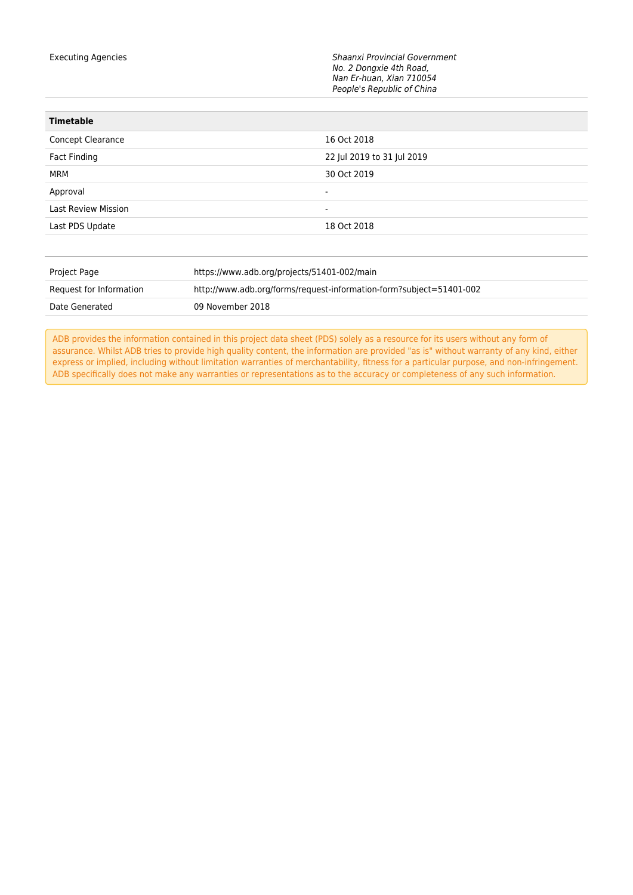| | |
|---|---|
| Executing Agencies | *Shaanxi Provincial Government*<br>*No. 2 Dongxie 4th Road,*<br>*Nan Er-huan, Xian 710054*<br>*People's Republic of China* |

| **Timetable** | |
|---|---|
| Concept Clearance | 16 Oct 2018 |
| Fact Finding | 22 Jul 2019 to 31 Jul 2019 |
| MRM | 30 Oct 2019 |
| Approval | - |
| Last Review Mission | - |
| Last PDS Update | 18 Oct 2018 |

| | |
|---|---|
| Project Page | https://www.adb.org/projects/51401-002/main |
| Request for Information | http://www.adb.org/forms/request-information-form?subject=51401-002 |
| Date Generated | 09 November 2018 |

ADB provides the information contained in this project data sheet (PDS) solely as a resource for its users without any form of assurance. Whilst ADB tries to provide high quality content, the information are provided "as is" without warranty of any kind, either express or implied, including without limitation warranties of merchantability, fitness for a particular purpose, and non-infringement. ADB specifically does not make any warranties or representations as to the accuracy or completeness of any such information.